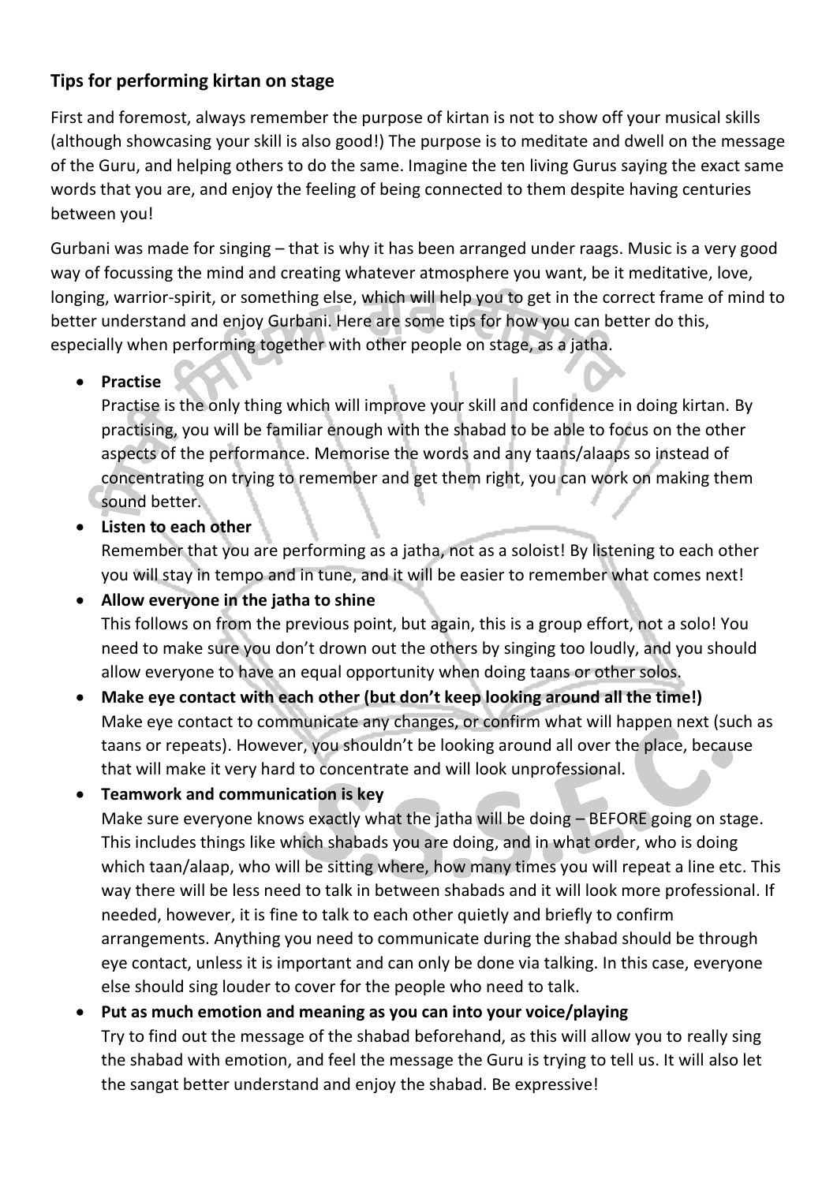## Tips for performing kirtan on stage

First and foremost, always remember the purpose of kirtan is not to show off your musical skills (although showcasing your skill is also good!) The purpose is to meditate and dwell on the message of the Guru, and helping others to do the same. Imagine the ten living Gurus saying the exact same words that you are, and enjoy the feeling of being connected to them despite having centuries between you!

Gurbani was made for singing – that is why it has been arranged under raags. Music is a very good way of focussing the mind and creating whatever atmosphere you want, be it meditative, love, longing, warrior-spirit, or something else, which will help you to get in the correct frame of mind to better understand and enjoy Gurbani. Here are some tips for how you can better do this, especially when performing together with other people on stage, as a jatha.

- **Practise**
  Practise is the only thing which will improve your skill and confidence in doing kirtan. By practising, you will be familiar enough with the shabad to be able to focus on the other aspects of the performance. Memorise the words and any taans/alaaps so instead of concentrating on trying to remember and get them right, you can work on making them sound better.
- **Listen to each other**
  Remember that you are performing as a jatha, not as a soloist! By listening to each other you will stay in tempo and in tune, and it will be easier to remember what comes next!
- **Allow everyone in the jatha to shine**
  This follows on from the previous point, but again, this is a group effort, not a solo! You need to make sure you don't drown out the others by singing too loudly, and you should allow everyone to have an equal opportunity when doing taans or other solos.
- **Make eye contact with each other (but don't keep looking around all the time!)**
  Make eye contact to communicate any changes, or confirm what will happen next (such as taans or repeats). However, you shouldn't be looking around all over the place, because that will make it very hard to concentrate and will look unprofessional.
- **Teamwork and communication is key**
  Make sure everyone knows exactly what the jatha will be doing – BEFORE going on stage. This includes things like which shabads you are doing, and in what order, who is doing which taan/alaap, who will be sitting where, how many times you will repeat a line etc. This way there will be less need to talk in between shabads and it will look more professional. If needed, however, it is fine to talk to each other quietly and briefly to confirm arrangements. Anything you need to communicate during the shabad should be through eye contact, unless it is important and can only be done via talking. In this case, everyone else should sing louder to cover for the people who need to talk.
- **Put as much emotion and meaning as you can into your voice/playing**
  Try to find out the message of the shabad beforehand, as this will allow you to really sing the shabad with emotion, and feel the message the Guru is trying to tell us. It will also let the sangat better understand and enjoy the shabad. Be expressive!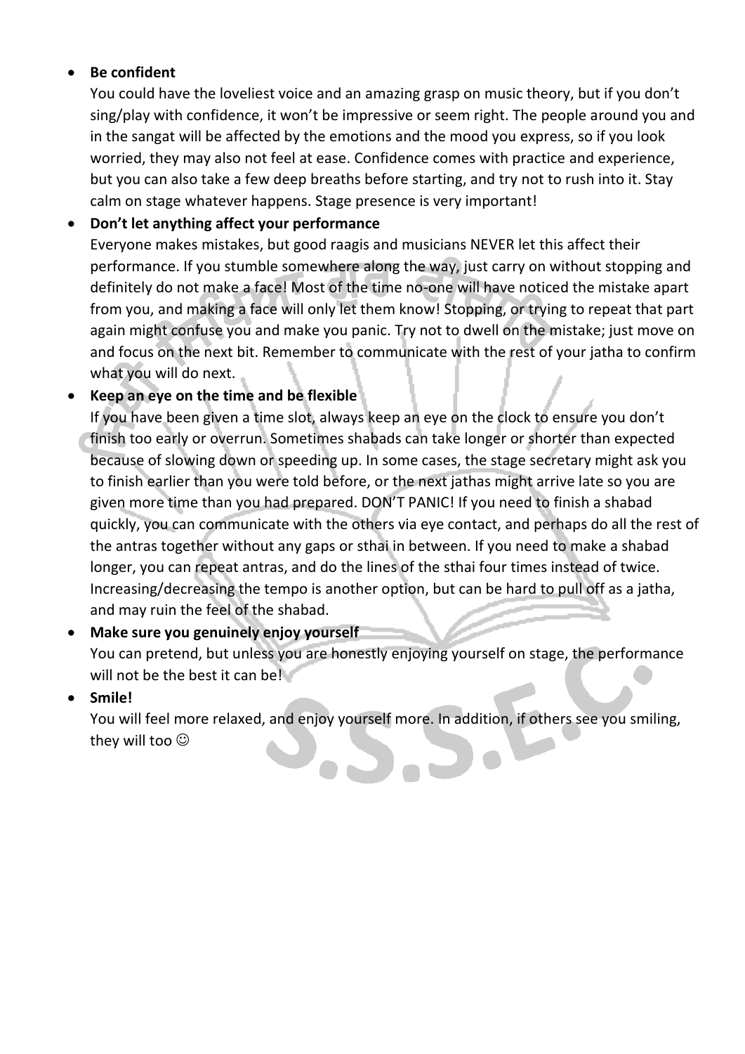- **Be confident**

  You could have the loveliest voice and an amazing grasp on music theory, but if you don't sing/play with confidence, it won't be impressive or seem right. The people around you and in the sangat will be affected by the emotions and the mood you express, so if you look worried, they may also not feel at ease. Confidence comes with practice and experience, but you can also take a few deep breaths before starting, and try not to rush into it. Stay calm on stage whatever happens. Stage presence is very important!

- **Don't let anything affect your performance**

  Everyone makes mistakes, but good raagis and musicians NEVER let this affect their performance. If you stumble somewhere along the way, just carry on without stopping and definitely do not make a face! Most of the time no-one will have noticed the mistake apart from you, and making a face will only let them know! Stopping, or trying to repeat that part again might confuse you and make you panic. Try not to dwell on the mistake; just move on and focus on the next bit. Remember to communicate with the rest of your jatha to confirm what you will do next.

- **Keep an eye on the time and be flexible**

  If you have been given a time slot, always keep an eye on the clock to ensure you don't finish too early or overrun. Sometimes shabads can take longer or shorter than expected because of slowing down or speeding up. In some cases, the stage secretary might ask you to finish earlier than you were told before, or the next jathas might arrive late so you are given more time than you had prepared. DON'T PANIC! If you need to finish a shabad quickly, you can communicate with the others via eye contact, and perhaps do all the rest of the antras together without any gaps or sthai in between. If you need to make a shabad longer, you can repeat antras, and do the lines of the sthai four times instead of twice. Increasing/decreasing the tempo is another option, but can be hard to pull off as a jatha, and may ruin the feel of the shabad.

- **Make sure you genuinely enjoy yourself**

  You can pretend, but unless you are honestly enjoying yourself on stage, the performance will not be the best it can be!

- **Smile!**

  You will feel more relaxed, and enjoy yourself more. In addition, if others see you smiling, they will too ☺